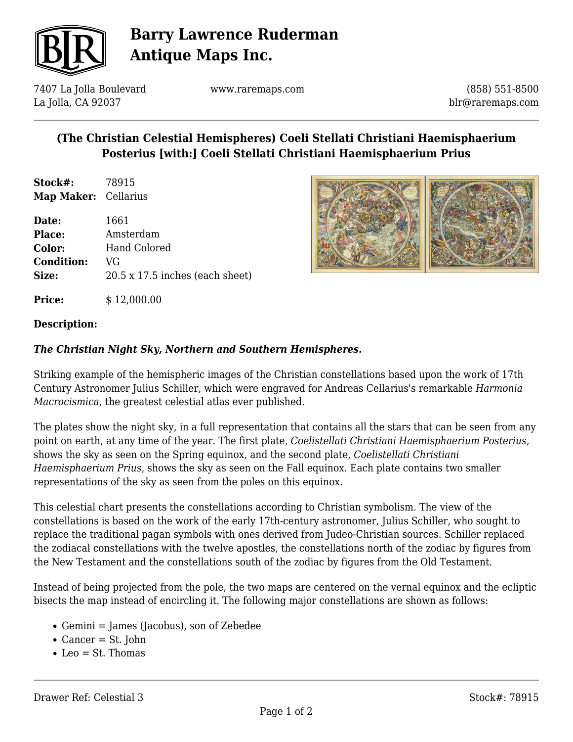# Barry Lawrence Ruderman Antique Maps Inc.

7407 La Jolla Boulevard
La Jolla, CA 92037

www.raremaps.com

(858) 551-8500
blr@raremaps.com

## (The Christian Celestial Hemispheres) Coeli Stellati Christiani Haemisphaerium Posterius [with:] Coeli Stellati Christiani Haemisphaerium Prius

**Stock#:** 78915
**Map Maker:** Cellarius

**Date:** 1661
**Place:** Amsterdam
**Color:** Hand Colored
**Condition:** VG
**Size:** 20.5 x 17.5 inches (each sheet)

**Price:** $ 12,000.00

**Description:**

***The Christian Night Sky, Northern and Southern Hemispheres.***

Striking example of the hemispheric images of the Christian constellations based upon the work of 17th Century Astronomer Julius Schiller, which were engraved for Andreas Cellarius's remarkable *Harmonia Macrocismica*, the greatest celestial atlas ever published.

The plates show the night sky, in a full representation that contains all the stars that can be seen from any point on earth, at any time of the year. The first plate, *Coelistellati Christiani Haemisphaerium Posterius*, shows the sky as seen on the Spring equinox, and the second plate, *Coelistellati Christiani Haemisphaerium Prius*, shows the sky as seen on the Fall equinox. Each plate contains two smaller representations of the sky as seen from the poles on this equinox.

This celestial chart presents the constellations according to Christian symbolism. The view of the constellations is based on the work of the early 17th-century astronomer, Julius Schiller, who sought to replace the traditional pagan symbols with ones derived from Judeo-Christian sources. Schiller replaced the zodiacal constellations with the twelve apostles, the constellations north of the zodiac by figures from the New Testament and the constellations south of the zodiac by figures from the Old Testament.

Instead of being projected from the pole, the two maps are centered on the vernal equinox and the ecliptic bisects the map instead of encircling it. The following major constellations are shown as follows:

- Gemini = James (Jacobus), son of Zebedee
- Cancer = St. John
- Leo = St. Thomas

Drawer Ref: Celestial 3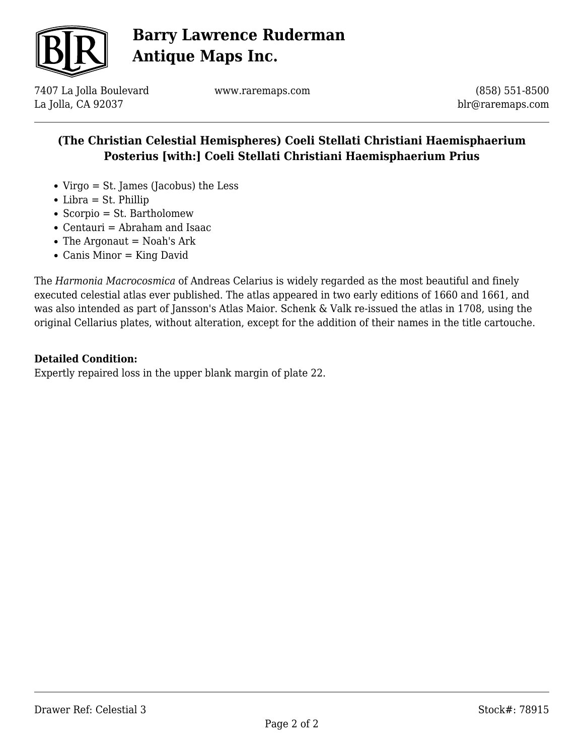## (The Christian Celestial Hemispheres) Coeli Stellati Christiani Haemisphaerium Posterius [with:] Coeli Stellati Christiani Haemisphaerium Prius

- Virgo = St. James (Jacobus) the Less
- Libra = St. Phillip
- Scorpio = St. Bartholomew
- Centauri = Abraham and Isaac
- The Argonaut = Noah's Ark
- Canis Minor = King David

The *Harmonia Macrocosmica* of Andreas Celarius is widely regarded as the most beautiful and finely executed celestial atlas ever published. The atlas appeared in two early editions of 1660 and 1661, and was also intended as part of Jansson's Atlas Maior. Schenk & Valk re-issued the atlas in 1708, using the original Cellarius plates, without alteration, except for the addition of their names in the title cartouche.

**Detailed Condition:**
Expertly repaired loss in the upper blank margin of plate 22.